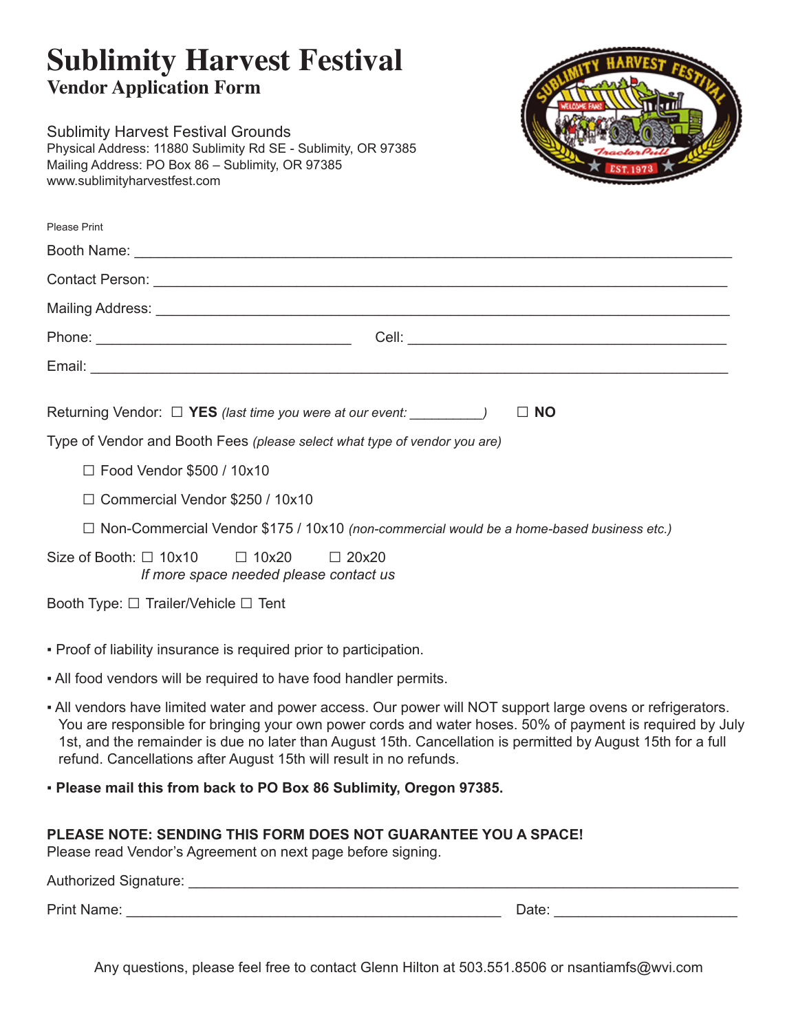# Sublimity Harvest Festival

## Vendor Application Form

Sublimity Harvest Festival Grounds
Physical Address: 11880 Sublimity Rd SE - Sublimity, OR 97385
Mailing Address: PO Box 86 – Sublimity, OR 97385
www.sublimityharvestfest.com

Please Print

Booth Name: ___________________________________________________________________

Contact Person: ________________________________________________________________

Mailing Address: _______________________________________________________________

Phone: ______________________________ Cell: ______________________________________

Email: _________________________________________________________________________

Returning Vendor: ☐ **YES** *(last time you were at our event: __________)* ☐ **NO**

Type of Vendor and Booth Fees *(please select what type of vendor you are)*

- ☐ Food Vendor $500 / 10x10
- ☐ Commercial Vendor $250 / 10x10
- ☐ Non-Commercial Vendor $175 / 10x10 *(non-commercial would be a home-based business etc.)*

Size of Booth: ☐ 10x10 ☐ 10x20 ☐ 20x20
*If more space needed please contact us*

Booth Type: ☐ Trailer/Vehicle ☐ Tent

- Proof of liability insurance is required prior to participation.
- All food vendors will be required to have food handler permits.
- All vendors have limited water and power access. Our power will NOT support large ovens or refrigerators. You are responsible for bringing your own power cords and water hoses. 50% of payment is required by July 1st, and the remainder is due no later than August 15th. Cancellation is permitted by August 15th for a full refund. Cancellations after August 15th will result in no refunds.
- **Please mail this from back to PO Box 86 Sublimity, Oregon 97385.**

**PLEASE NOTE: SENDING THIS FORM DOES NOT GUARANTEE YOU A SPACE!**
Please read Vendor's Agreement on next page before signing.

Authorized Signature: ___________________________________________________________

Print Name: _____________________________________________ Date: ______________________

Any questions, please feel free to contact Glenn Hilton at 503.551.8506 or nsantiamfs@wvi.com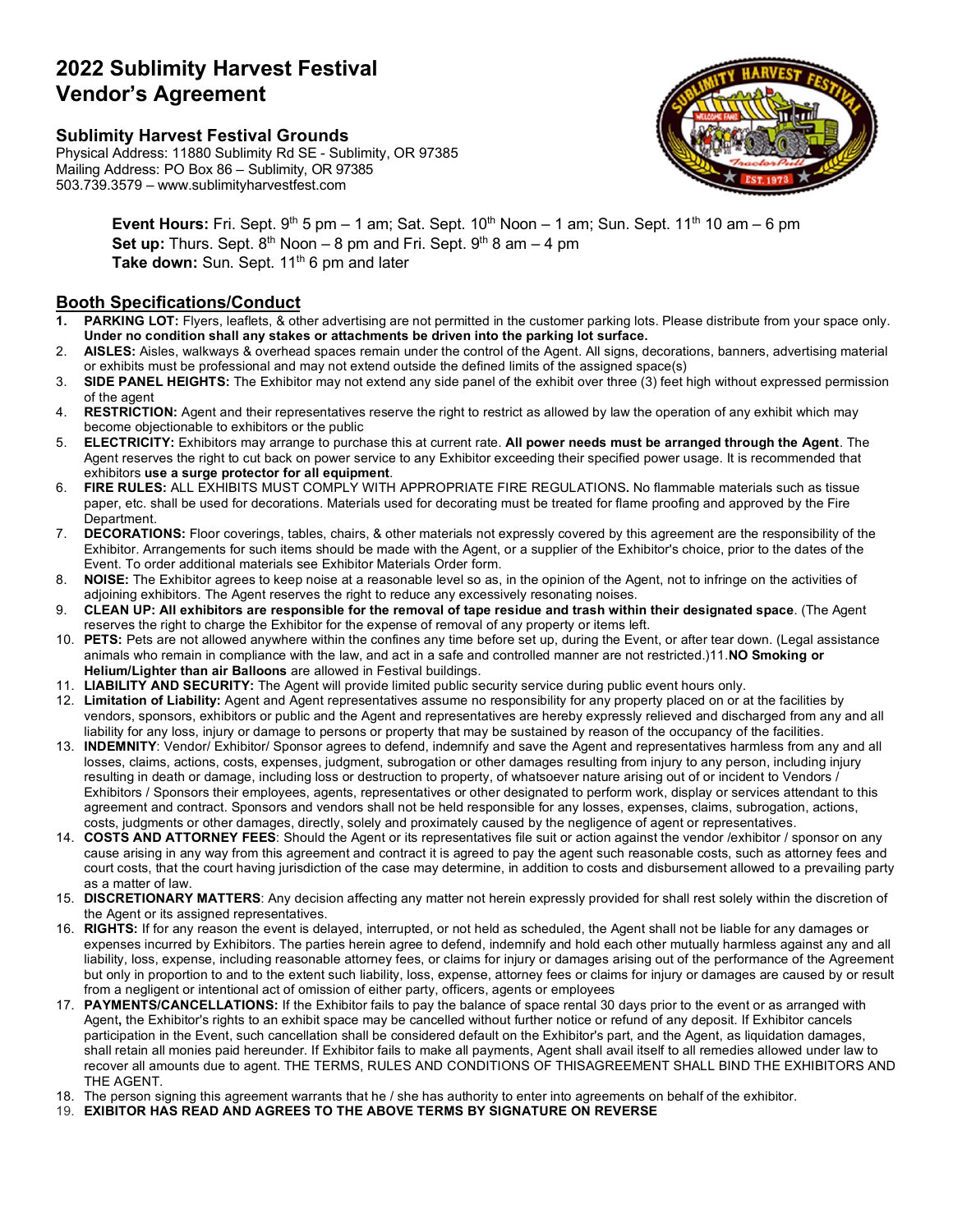# 2022 Sublimity Harvest Festival Vendor's Agreement

### Sublimity Harvest Festival Grounds

Physical Address: 11880 Sublimity Rd SE - Sublimity, OR 97385
Mailing Address: PO Box 86 – Sublimity, OR 97385
503.739.3579 – www.sublimityharvestfest.com

**Event Hours:** Fri. Sept. 9th 5 pm – 1 am; Sat. Sept. 10th Noon – 1 am; Sun. Sept. 11th 10 am – 6 pm
**Set up:** Thurs. Sept. 8th Noon – 8 pm and Fri. Sept. 9th 8 am – 4 pm
**Take down:** Sun. Sept. 11th 6 pm and later

## Booth Specifications/Conduct

1. **PARKING LOT:** Flyers, leaflets, & other advertising are not permitted in the customer parking lots. Please distribute from your space only. **Under no condition shall any stakes or attachments be driven into the parking lot surface.**
2. **AISLES:** Aisles, walkways & overhead spaces remain under the control of the Agent. All signs, decorations, banners, advertising material or exhibits must be professional and may not extend outside the defined limits of the assigned space(s)
3. **SIDE PANEL HEIGHTS:** The Exhibitor may not extend any side panel of the exhibit over three (3) feet high without expressed permission of the agent
4. **RESTRICTION:** Agent and their representatives reserve the right to restrict as allowed by law the operation of any exhibit which may become objectionable to exhibitors or the public
5. **ELECTRICITY:** Exhibitors may arrange to purchase this at current rate. **All power needs must be arranged through the Agent**. The Agent reserves the right to cut back on power service to any Exhibitor exceeding their specified power usage. It is recommended that exhibitors **use a surge protector for all equipment**.
6. **FIRE RULES:** ALL EXHIBITS MUST COMPLY WITH APPROPRIATE FIRE REGULATIONS**.** No flammable materials such as tissue paper, etc. shall be used for decorations. Materials used for decorating must be treated for flame proofing and approved by the Fire Department.
7. **DECORATIONS:** Floor coverings, tables, chairs, & other materials not expressly covered by this agreement are the responsibility of the Exhibitor. Arrangements for such items should be made with the Agent, or a supplier of the Exhibitor's choice, prior to the dates of the Event. To order additional materials see Exhibitor Materials Order form.
8. **NOISE:** The Exhibitor agrees to keep noise at a reasonable level so as, in the opinion of the Agent, not to infringe on the activities of adjoining exhibitors. The Agent reserves the right to reduce any excessively resonating noises.
9. **CLEAN UP: All exhibitors are responsible for the removal of tape residue and trash within their designated space**. (The Agent reserves the right to charge the Exhibitor for the expense of removal of any property or items left.
10. **PETS:** Pets are not allowed anywhere within the confines any time before set up, during the Event, or after tear down. (Legal assistance animals who remain in compliance with the law, and act in a safe and controlled manner are not restricted.)11.**NO Smoking or Helium/Lighter than air Balloons** are allowed in Festival buildings.
11. **LIABILITY AND SECURITY:** The Agent will provide limited public security service during public event hours only.
12. **Limitation of Liability:** Agent and Agent representatives assume no responsibility for any property placed on or at the facilities by vendors, sponsors, exhibitors or public and the Agent and representatives are hereby expressly relieved and discharged from any and all liability for any loss, injury or damage to persons or property that may be sustained by reason of the occupancy of the facilities.
13. **INDEMNITY**: Vendor/ Exhibitor/ Sponsor agrees to defend, indemnify and save the Agent and representatives harmless from any and all losses, claims, actions, costs, expenses, judgment, subrogation or other damages resulting from injury to any person, including injury resulting in death or damage, including loss or destruction to property, of whatsoever nature arising out of or incident to Vendors / Exhibitors / Sponsors their employees, agents, representatives or other designated to perform work, display or services attendant to this agreement and contract. Sponsors and vendors shall not be held responsible for any losses, expenses, claims, subrogation, actions, costs, judgments or other damages, directly, solely and proximately caused by the negligence of agent or representatives.
14. **COSTS AND ATTORNEY FEES**: Should the Agent or its representatives file suit or action against the vendor /exhibitor / sponsor on any cause arising in any way from this agreement and contract it is agreed to pay the agent such reasonable costs, such as attorney fees and court costs, that the court having jurisdiction of the case may determine, in addition to costs and disbursement allowed to a prevailing party as a matter of law.
15. **DISCRETIONARY MATTERS**: Any decision affecting any matter not herein expressly provided for shall rest solely within the discretion of the Agent or its assigned representatives.
16. **RIGHTS:** If for any reason the event is delayed, interrupted, or not held as scheduled, the Agent shall not be liable for any damages or expenses incurred by Exhibitors. The parties herein agree to defend, indemnify and hold each other mutually harmless against any and all liability, loss, expense, including reasonable attorney fees, or claims for injury or damages arising out of the performance of the Agreement but only in proportion to and to the extent such liability, loss, expense, attorney fees or claims for injury or damages are caused by or result from a negligent or intentional act of omission of either party, officers, agents or employees
17. **PAYMENTS/CANCELLATIONS:** If the Exhibitor fails to pay the balance of space rental 30 days prior to the event or as arranged with Agent**,** the Exhibitor's rights to an exhibit space may be cancelled without further notice or refund of any deposit. If Exhibitor cancels participation in the Event, such cancellation shall be considered default on the Exhibitor's part, and the Agent, as liquidation damages, shall retain all monies paid hereunder. If Exhibitor fails to make all payments, Agent shall avail itself to all remedies allowed under law to recover all amounts due to agent. THE TERMS, RULES AND CONDITIONS OF THISAGREEMENT SHALL BIND THE EXHIBITORS AND THE AGENT.
18. The person signing this agreement warrants that he / she has authority to enter into agreements on behalf of the exhibitor.
19. **EXIBITOR HAS READ AND AGREES TO THE ABOVE TERMS BY SIGNATURE ON REVERSE**